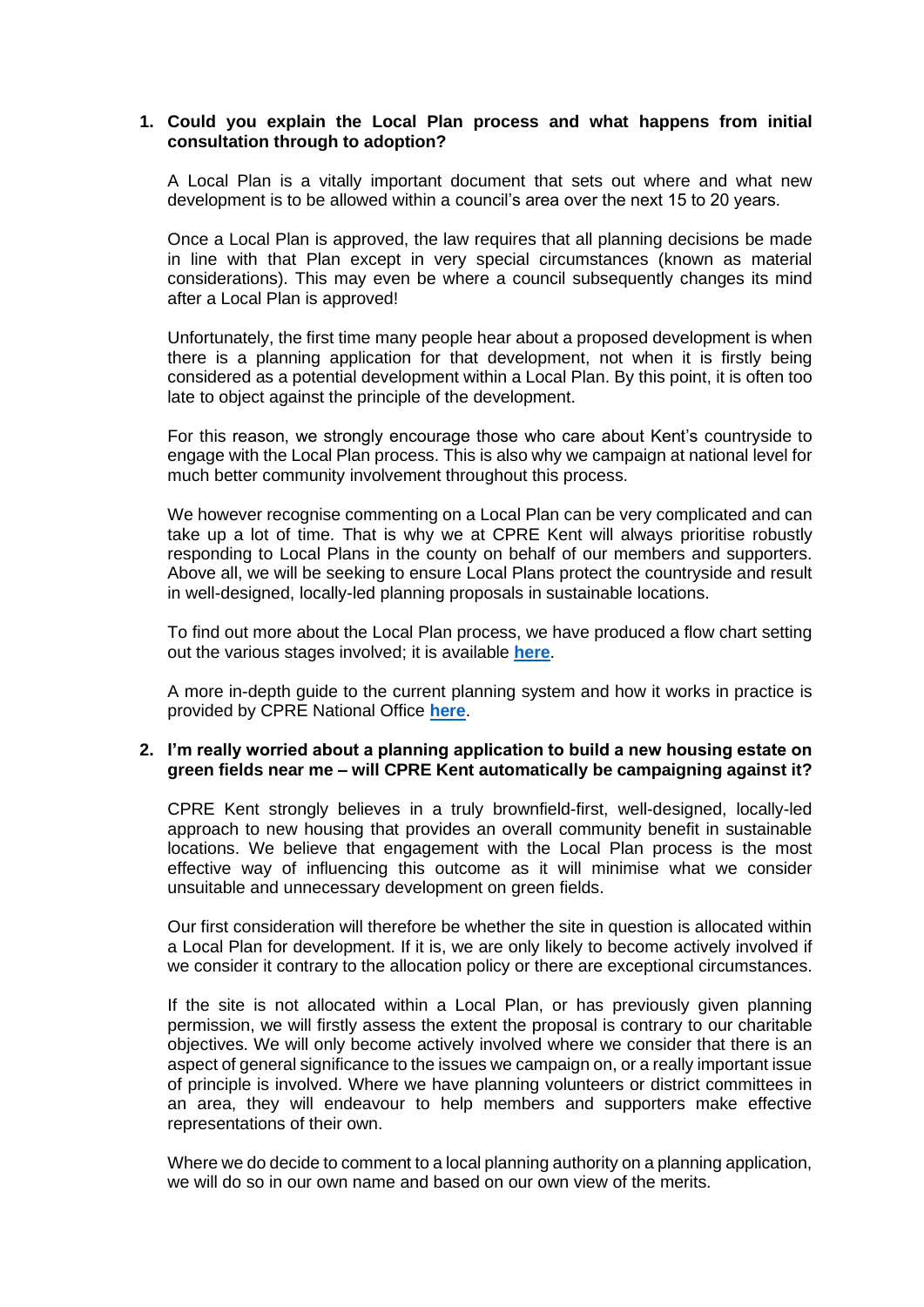1. **Could you explain the Local Plan process and what happens from initial consultation through to adoption?**

   A Local Plan is a vitally important document that sets out where and what new development is to be allowed within a council's area over the next 15 to 20 years.

   Once a Local Plan is approved, the law requires that all planning decisions be made in line with that Plan except in very special circumstances (known as material considerations). This may even be where a council subsequently changes its mind after a Local Plan is approved!

   Unfortunately, the first time many people hear about a proposed development is when there is a planning application for that development, not when it is firstly being considered as a potential development within a Local Plan. By this point, it is often too late to object against the principle of the development.

   For this reason, we strongly encourage those who care about Kent's countryside to engage with the Local Plan process. This is also why we campaign at national level for much better community involvement throughout this process.

   We however recognise commenting on a Local Plan can be very complicated and can take up a lot of time. That is why we at CPRE Kent will always prioritise robustly responding to Local Plans in the county on behalf of our members and supporters. Above all, we will be seeking to ensure Local Plans protect the countryside and result in well-designed, locally-led planning proposals in sustainable locations.

   To find out more about the Local Plan process, we have produced a flow chart setting out the various stages involved; it is available **here**.

   A more in-depth guide to the current planning system and how it works in practice is provided by CPRE National Office **here**.

2. **I'm really worried about a planning application to build a new housing estate on green fields near me – will CPRE Kent automatically be campaigning against it?**

   CPRE Kent strongly believes in a truly brownfield-first, well-designed, locally-led approach to new housing that provides an overall community benefit in sustainable locations. We believe that engagement with the Local Plan process is the most effective way of influencing this outcome as it will minimise what we consider unsuitable and unnecessary development on green fields.

   Our first consideration will therefore be whether the site in question is allocated within a Local Plan for development. If it is, we are only likely to become actively involved if we consider it contrary to the allocation policy or there are exceptional circumstances.

   If the site is not allocated within a Local Plan, or has previously given planning permission, we will firstly assess the extent the proposal is contrary to our charitable objectives. We will only become actively involved where we consider that there is an aspect of general significance to the issues we campaign on, or a really important issue of principle is involved. Where we have planning volunteers or district committees in an area, they will endeavour to help members and supporters make effective representations of their own.

   Where we do decide to comment to a local planning authority on a planning application, we will do so in our own name and based on our own view of the merits.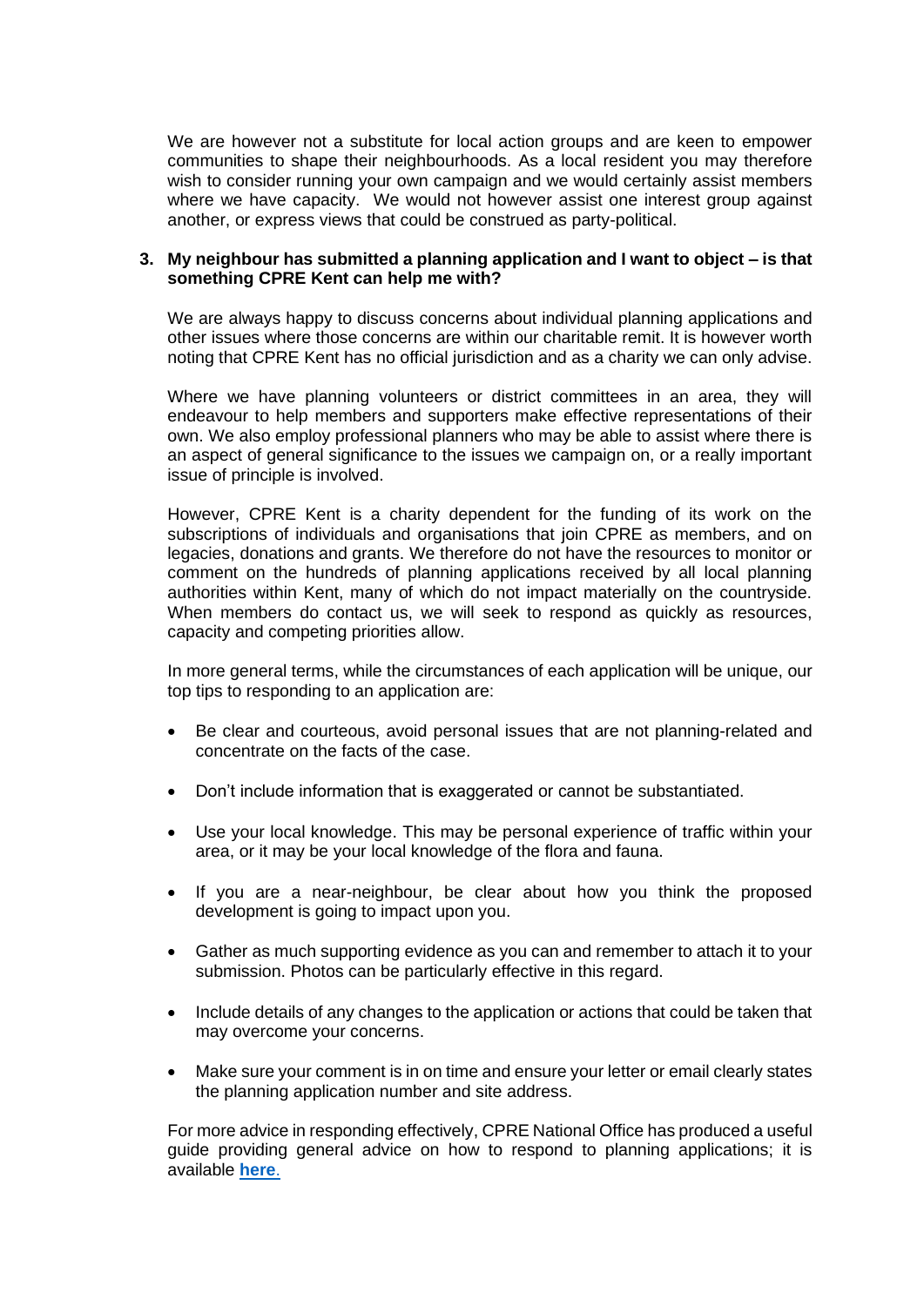We are however not a substitute for local action groups and are keen to empower communities to shape their neighbourhoods. As a local resident you may therefore wish to consider running your own campaign and we would certainly assist members where we have capacity. We would not however assist one interest group against another, or express views that could be construed as party-political.

3. **My neighbour has submitted a planning application and I want to object – is that something CPRE Kent can help me with?**

We are always happy to discuss concerns about individual planning applications and other issues where those concerns are within our charitable remit. It is however worth noting that CPRE Kent has no official jurisdiction and as a charity we can only advise.

Where we have planning volunteers or district committees in an area, they will endeavour to help members and supporters make effective representations of their own. We also employ professional planners who may be able to assist where there is an aspect of general significance to the issues we campaign on, or a really important issue of principle is involved.

However, CPRE Kent is a charity dependent for the funding of its work on the subscriptions of individuals and organisations that join CPRE as members, and on legacies, donations and grants. We therefore do not have the resources to monitor or comment on the hundreds of planning applications received by all local planning authorities within Kent, many of which do not impact materially on the countryside. When members do contact us, we will seek to respond as quickly as resources, capacity and competing priorities allow.

In more general terms, while the circumstances of each application will be unique, our top tips to responding to an application are:

- Be clear and courteous, avoid personal issues that are not planning-related and concentrate on the facts of the case.
- Don't include information that is exaggerated or cannot be substantiated.
- Use your local knowledge. This may be personal experience of traffic within your area, or it may be your local knowledge of the flora and fauna.
- If you are a near-neighbour, be clear about how you think the proposed development is going to impact upon you.
- Gather as much supporting evidence as you can and remember to attach it to your submission. Photos can be particularly effective in this regard.
- Include details of any changes to the application or actions that could be taken that may overcome your concerns.
- Make sure your comment is in on time and ensure your letter or email clearly states the planning application number and site address.

For more advice in responding effectively, CPRE National Office has produced a useful guide providing general advice on how to respond to planning applications; it is available **here**.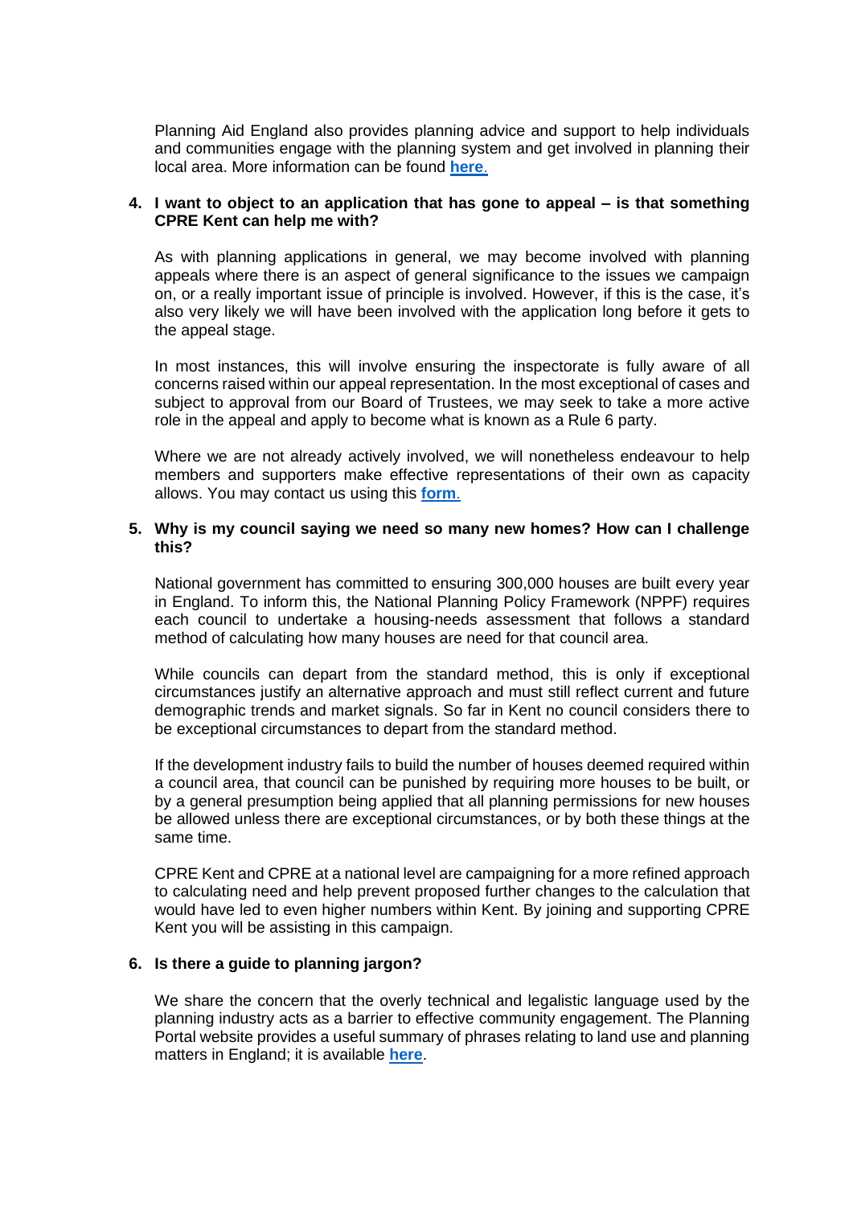Planning Aid England also provides planning advice and support to help individuals and communities engage with the planning system and get involved in planning their local area. More information can be found **here**.

**4. I want to object to an application that has gone to appeal – is that something CPRE Kent can help me with?**

As with planning applications in general, we may become involved with planning appeals where there is an aspect of general significance to the issues we campaign on, or a really important issue of principle is involved. However, if this is the case, it's also very likely we will have been involved with the application long before it gets to the appeal stage.

In most instances, this will involve ensuring the inspectorate is fully aware of all concerns raised within our appeal representation. In the most exceptional of cases and subject to approval from our Board of Trustees, we may seek to take a more active role in the appeal and apply to become what is known as a Rule 6 party.

Where we are not already actively involved, we will nonetheless endeavour to help members and supporters make effective representations of their own as capacity allows. You may contact us using this **form**.

**5. Why is my council saying we need so many new homes? How can I challenge this?**

National government has committed to ensuring 300,000 houses are built every year in England. To inform this, the National Planning Policy Framework (NPPF) requires each council to undertake a housing-needs assessment that follows a standard method of calculating how many houses are need for that council area.

While councils can depart from the standard method, this is only if exceptional circumstances justify an alternative approach and must still reflect current and future demographic trends and market signals. So far in Kent no council considers there to be exceptional circumstances to depart from the standard method.

If the development industry fails to build the number of houses deemed required within a council area, that council can be punished by requiring more houses to be built, or by a general presumption being applied that all planning permissions for new houses be allowed unless there are exceptional circumstances, or by both these things at the same time.

CPRE Kent and CPRE at a national level are campaigning for a more refined approach to calculating need and help prevent proposed further changes to the calculation that would have led to even higher numbers within Kent. By joining and supporting CPRE Kent you will be assisting in this campaign.

**6. Is there a guide to planning jargon?**

We share the concern that the overly technical and legalistic language used by the planning industry acts as a barrier to effective community engagement. The Planning Portal website provides a useful summary of phrases relating to land use and planning matters in England; it is available **here**.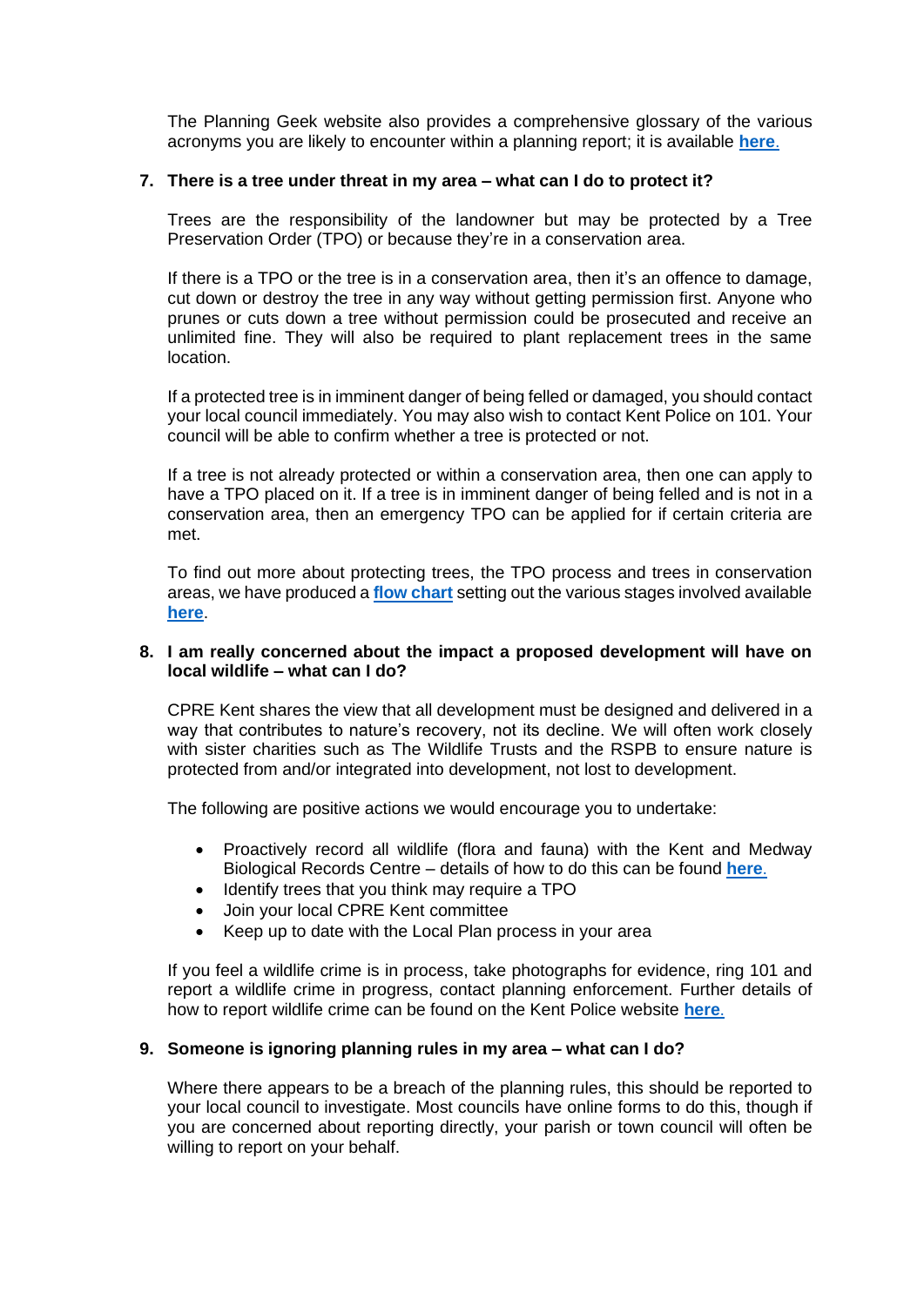The Planning Geek website also provides a comprehensive glossary of the various acronyms you are likely to encounter within a planning report; it is available **here**.

7. **There is a tree under threat in my area – what can I do to protect it?**

   Trees are the responsibility of the landowner but may be protected by a Tree Preservation Order (TPO) or because they're in a conservation area.

   If there is a TPO or the tree is in a conservation area, then it's an offence to damage, cut down or destroy the tree in any way without getting permission first. Anyone who prunes or cuts down a tree without permission could be prosecuted and receive an unlimited fine. They will also be required to plant replacement trees in the same location.

   If a protected tree is in imminent danger of being felled or damaged, you should contact your local council immediately. You may also wish to contact Kent Police on 101. Your council will be able to confirm whether a tree is protected or not.

   If a tree is not already protected or within a conservation area, then one can apply to have a TPO placed on it. If a tree is in imminent danger of being felled and is not in a conservation area, then an emergency TPO can be applied for if certain criteria are met.

   To find out more about protecting trees, the TPO process and trees in conservation areas, we have produced a **flow chart** setting out the various stages involved available **here**.

8. **I am really concerned about the impact a proposed development will have on local wildlife – what can I do?**

   CPRE Kent shares the view that all development must be designed and delivered in a way that contributes to nature's recovery, not its decline. We will often work closely with sister charities such as The Wildlife Trusts and the RSPB to ensure nature is protected from and/or integrated into development, not lost to development.

   The following are positive actions we would encourage you to undertake:

   - Proactively record all wildlife (flora and fauna) with the Kent and Medway Biological Records Centre – details of how to do this can be found **here**.
   - Identify trees that you think may require a TPO
   - Join your local CPRE Kent committee
   - Keep up to date with the Local Plan process in your area

   If you feel a wildlife crime is in process, take photographs for evidence, ring 101 and report a wildlife crime in progress, contact planning enforcement. Further details of how to report wildlife crime can be found on the Kent Police website **here**.

9. **Someone is ignoring planning rules in my area – what can I do?**

   Where there appears to be a breach of the planning rules, this should be reported to your local council to investigate. Most councils have online forms to do this, though if you are concerned about reporting directly, your parish or town council will often be willing to report on your behalf.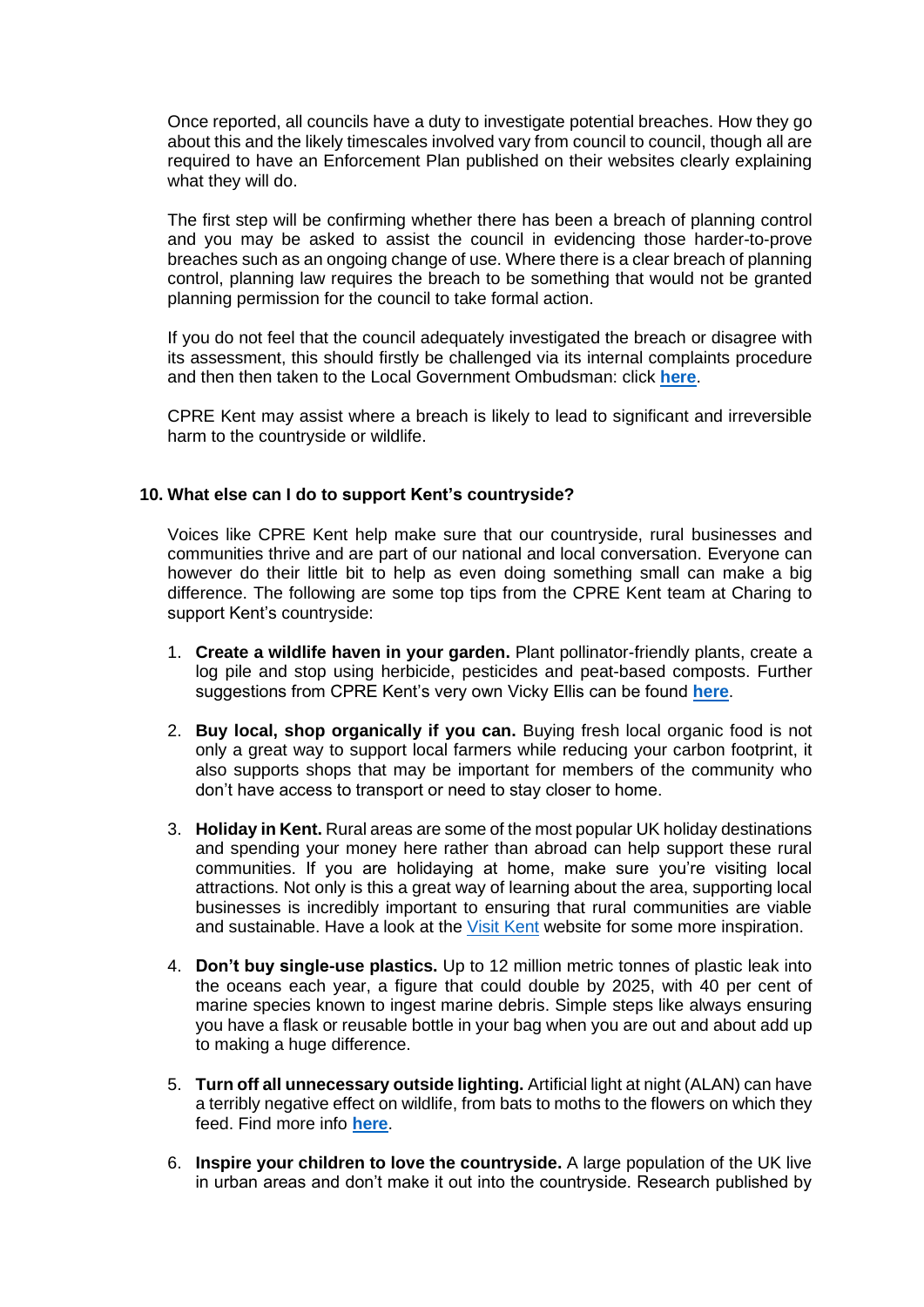Once reported, all councils have a duty to investigate potential breaches. How they go about this and the likely timescales involved vary from council to council, though all are required to have an Enforcement Plan published on their websites clearly explaining what they will do.

The first step will be confirming whether there has been a breach of planning control and you may be asked to assist the council in evidencing those harder-to-prove breaches such as an ongoing change of use. Where there is a clear breach of planning control, planning law requires the breach to be something that would not be granted planning permission for the council to take formal action.

If you do not feel that the council adequately investigated the breach or disagree with its assessment, this should firstly be challenged via its internal complaints procedure and then then taken to the Local Government Ombudsman: click **here**.

CPRE Kent may assist where a breach is likely to lead to significant and irreversible harm to the countryside or wildlife.

### 10. What else can I do to support Kent's countryside?

Voices like CPRE Kent help make sure that our countryside, rural businesses and communities thrive and are part of our national and local conversation. Everyone can however do their little bit to help as even doing something small can make a big difference. The following are some top tips from the CPRE Kent team at Charing to support Kent's countryside:

1. **Create a wildlife haven in your garden.** Plant pollinator-friendly plants, create a log pile and stop using herbicide, pesticides and peat-based composts. Further suggestions from CPRE Kent's very own Vicky Ellis can be found **here**.

2. **Buy local, shop organically if you can.** Buying fresh local organic food is not only a great way to support local farmers while reducing your carbon footprint, it also supports shops that may be important for members of the community who don't have access to transport or need to stay closer to home.

3. **Holiday in Kent.** Rural areas are some of the most popular UK holiday destinations and spending your money here rather than abroad can help support these rural communities. If you are holidaying at home, make sure you're visiting local attractions. Not only is this a great way of learning about the area, supporting local businesses is incredibly important to ensuring that rural communities are viable and sustainable. Have a look at the Visit Kent website for some more inspiration.

4. **Don't buy single-use plastics.** Up to 12 million metric tonnes of plastic leak into the oceans each year, a figure that could double by 2025, with 40 per cent of marine species known to ingest marine debris. Simple steps like always ensuring you have a flask or reusable bottle in your bag when you are out and about add up to making a huge difference.

5. **Turn off all unnecessary outside lighting.** Artificial light at night (ALAN) can have a terribly negative effect on wildlife, from bats to moths to the flowers on which they feed. Find more info **here**.

6. **Inspire your children to love the countryside.** A large population of the UK live in urban areas and don't make it out into the countryside. Research published by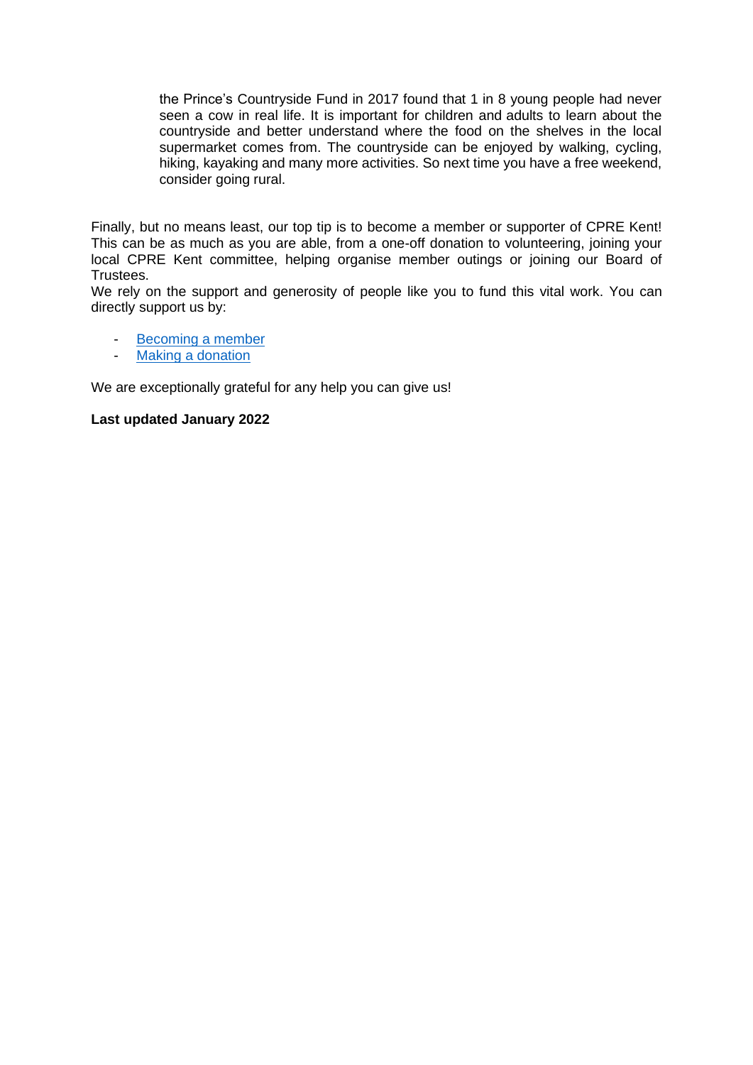the Prince's Countryside Fund in 2017 found that 1 in 8 young people had never seen a cow in real life. It is important for children and adults to learn about the countryside and better understand where the food on the shelves in the local supermarket comes from. The countryside can be enjoyed by walking, cycling, hiking, kayaking and many more activities. So next time you have a free weekend, consider going rural.

Finally, but no means least, our top tip is to become a member or supporter of CPRE Kent! This can be as much as you are able, from a one-off donation to volunteering, joining your local CPRE Kent committee, helping organise member outings or joining our Board of Trustees.
We rely on the support and generosity of people like you to fund this vital work. You can directly support us by:

- Becoming a member
- Making a donation

We are exceptionally grateful for any help you can give us!

**Last updated January 2022**